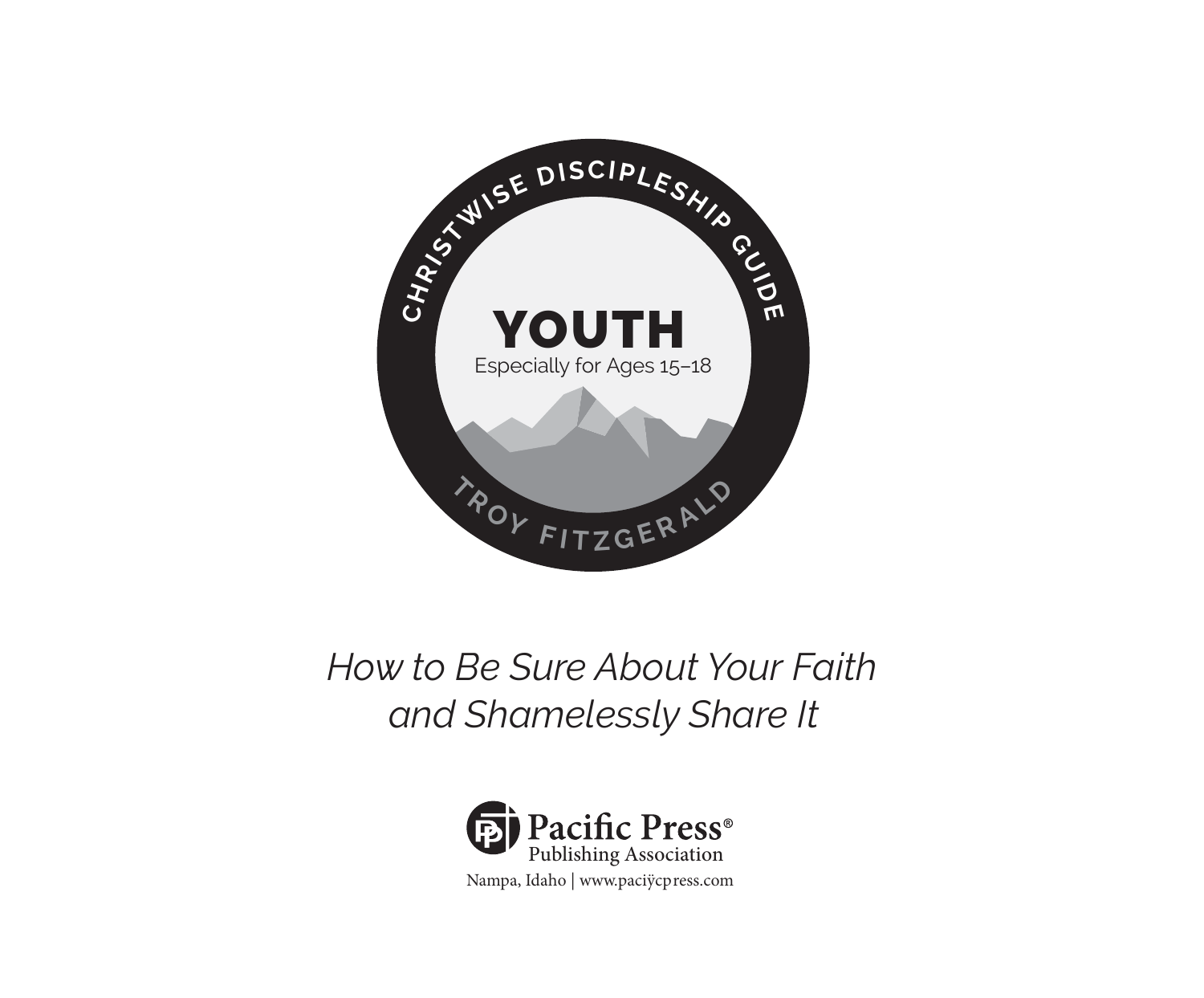CHRISTWISE DISCIPLESHIP GUIDE

# YOUTH

Especially for Ages 15–18

TROY FITZGERALD

*How to Be Sure About Your Faith and Shamelessly Share It*

Pacific Press®
Publishing Association

Nampa, Idaho | www.paciÿcpress.com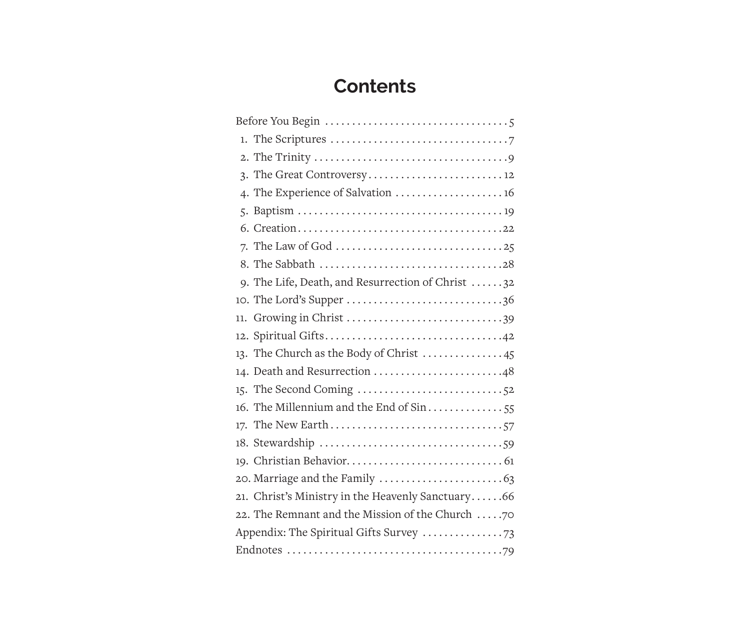# Contents

Before You Begin ..... 5

1. The Scriptures ..... 7
2. The Trinity ..... 9
3. The Great Controversy ..... 12
4. The Experience of Salvation ..... 16
5. Baptism ..... 19
6. Creation ..... 22
7. The Law of God ..... 25
8. The Sabbath ..... 28
9. The Life, Death, and Resurrection of Christ ..... 32
10. The Lord's Supper ..... 36
11. Growing in Christ ..... 39
12. Spiritual Gifts ..... 42
13. The Church as the Body of Christ ..... 45
14. Death and Resurrection ..... 48
15. The Second Coming ..... 52
16. The Millennium and the End of Sin ..... 55
17. The New Earth ..... 57
18. Stewardship ..... 59
19. Christian Behavior ..... 61
20. Marriage and the Family ..... 63
21. Christ's Ministry in the Heavenly Sanctuary ..... 66
22. The Remnant and the Mission of the Church ..... 70

Appendix: The Spiritual Gifts Survey ..... 73

Endnotes ..... 79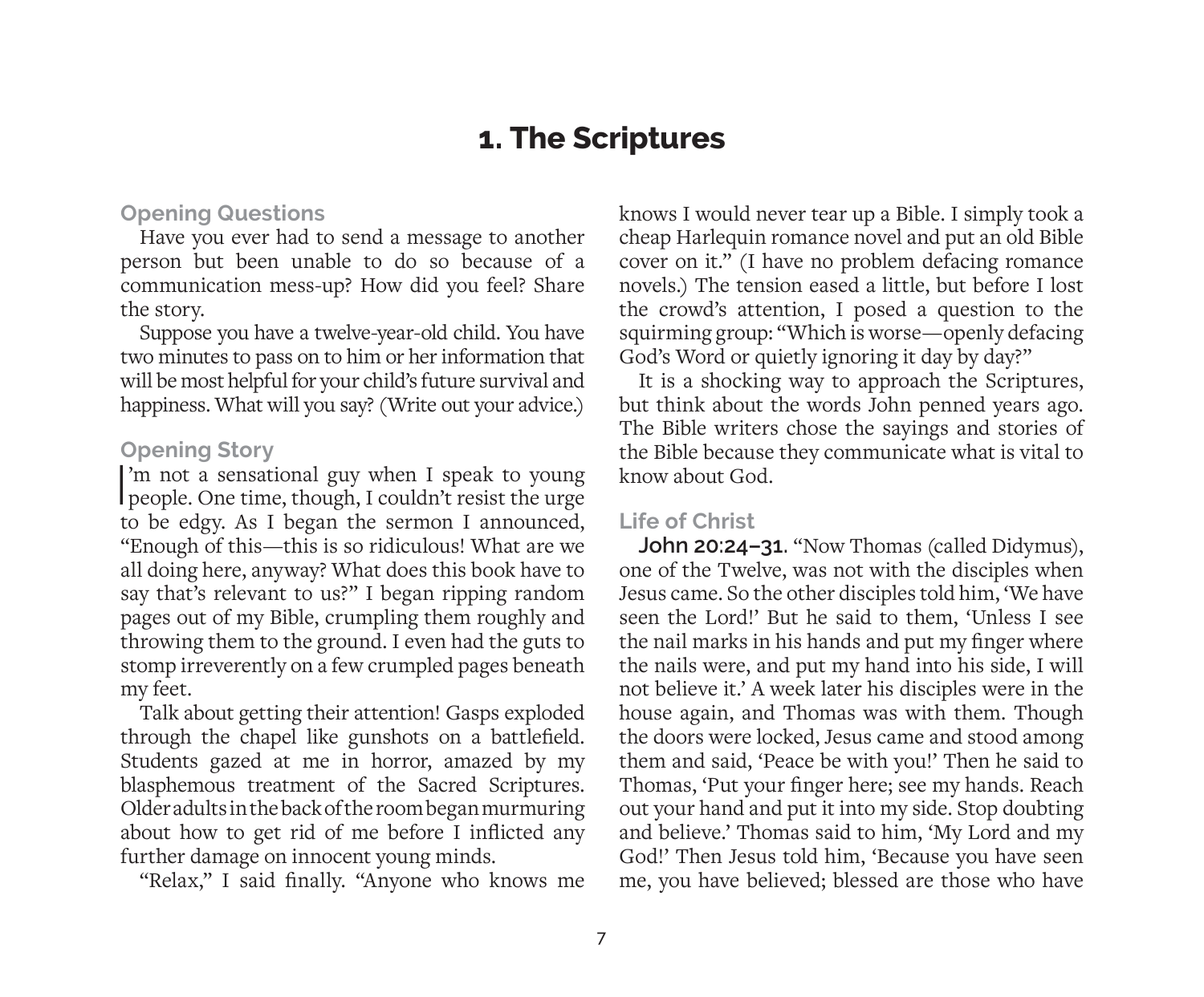# 1. The Scriptures

### Opening Questions

Have you ever had to send a message to another person but been unable to do so because of a communication mess-up? How did you feel? Share the story.

Suppose you have a twelve-year-old child. You have two minutes to pass on to him or her information that will be most helpful for your child's future survival and happiness. What will you say? (Write out your advice.)

### Opening Story

I'm not a sensational guy when I speak to young people. One time, though, I couldn't resist the urge to be edgy. As I began the sermon I announced, "Enough of this—this is so ridiculous! What are we all doing here, anyway? What does this book have to say that's relevant to us?" I began ripping random pages out of my Bible, crumpling them roughly and throwing them to the ground. I even had the guts to stomp irreverently on a few crumpled pages beneath my feet.

Talk about getting their attention! Gasps exploded through the chapel like gunshots on a battlefield. Students gazed at me in horror, amazed by my blasphemous treatment of the Sacred Scriptures. Older adults in the back of the room began murmuring about how to get rid of me before I inflicted any further damage on innocent young minds.

"Relax," I said finally. "Anyone who knows me knows I would never tear up a Bible. I simply took a cheap Harlequin romance novel and put an old Bible cover on it." (I have no problem defacing romance novels.) The tension eased a little, but before I lost the crowd's attention, I posed a question to the squirming group: "Which is worse—openly defacing God's Word or quietly ignoring it day by day?"

It is a shocking way to approach the Scriptures, but think about the words John penned years ago. The Bible writers chose the sayings and stories of the Bible because they communicate what is vital to know about God.

### Life of Christ

**John 20:24–31**. "Now Thomas (called Didymus), one of the Twelve, was not with the disciples when Jesus came. So the other disciples told him, 'We have seen the Lord!' But he said to them, 'Unless I see the nail marks in his hands and put my finger where the nails were, and put my hand into his side, I will not believe it.' A week later his disciples were in the house again, and Thomas was with them. Though the doors were locked, Jesus came and stood among them and said, 'Peace be with you!' Then he said to Thomas, 'Put your finger here; see my hands. Reach out your hand and put it into my side. Stop doubting and believe.' Thomas said to him, 'My Lord and my God!' Then Jesus told him, 'Because you have seen me, you have believed; blessed are those who have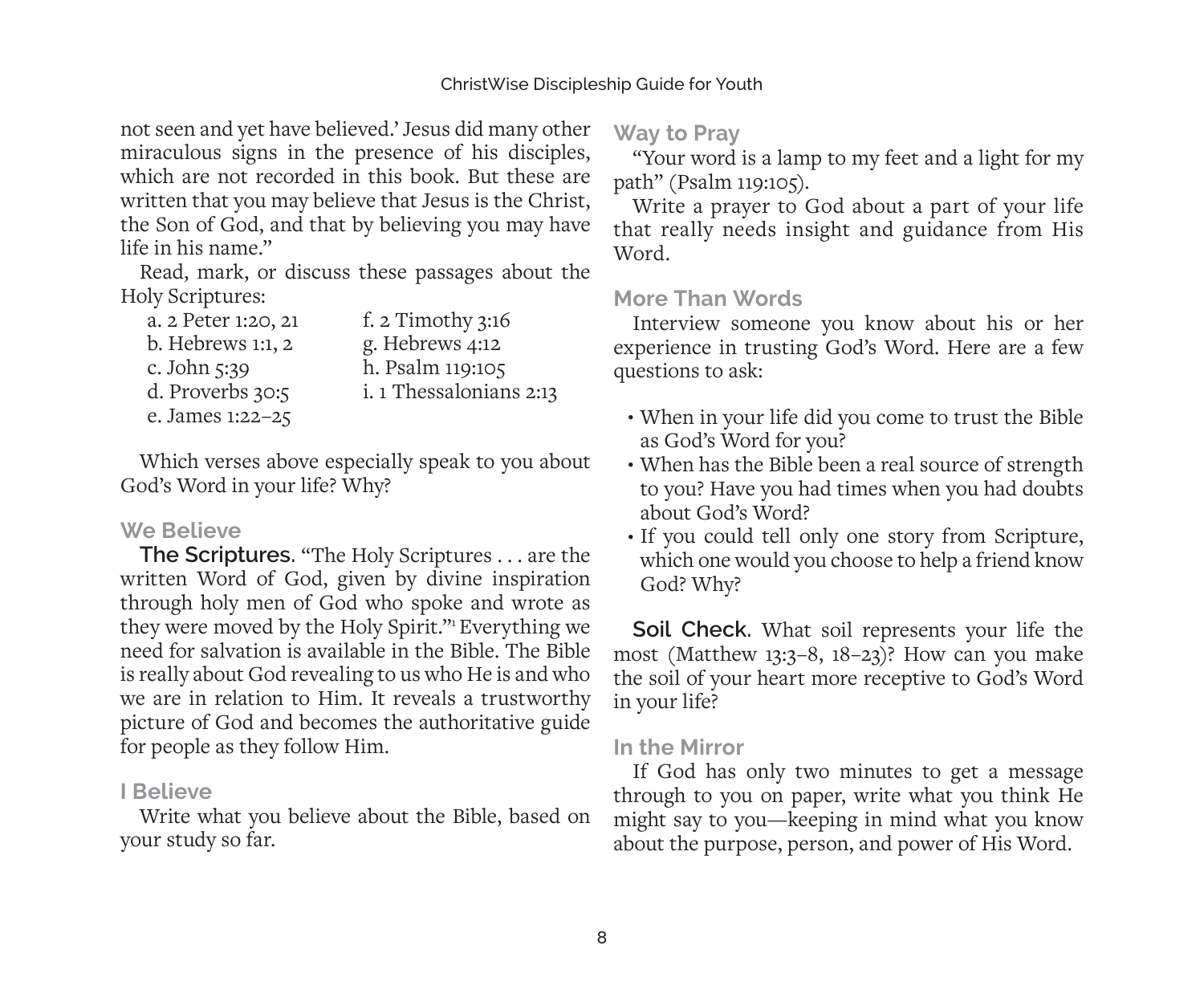not seen and yet have believed.' Jesus did many other miraculous signs in the presence of his disciples, which are not recorded in this book. But these are written that you may believe that Jesus is the Christ, the Son of God, and that by believing you may have life in his name."

Read, mark, or discuss these passages about the Holy Scriptures:

a. 2 Peter 1:20, 21
b. Hebrews 1:1, 2
c. John 5:39
d. Proverbs 30:5
e. James 1:22–25
f. 2 Timothy 3:16
g. Hebrews 4:12
h. Psalm 119:105
i. 1 Thessalonians 2:13

Which verses above especially speak to you about God's Word in your life? Why?

### We Believe

**The Scriptures.** "The Holy Scriptures . . . are the written Word of God, given by divine inspiration through holy men of God who spoke and wrote as they were moved by the Holy Spirit."[1] Everything we need for salvation is available in the Bible. The Bible is really about God revealing to us who He is and who we are in relation to Him. It reveals a trustworthy picture of God and becomes the authoritative guide for people as they follow Him.

### I Believe

Write what you believe about the Bible, based on your study so far.

### Way to Pray

"Your word is a lamp to my feet and a light for my path" (Psalm 119:105).

Write a prayer to God about a part of your life that really needs insight and guidance from His Word.

### More Than Words

Interview someone you know about his or her experience in trusting God's Word. Here are a few questions to ask:

- When in your life did you come to trust the Bible as God's Word for you?
- When has the Bible been a real source of strength to you? Have you had times when you had doubts about God's Word?
- If you could tell only one story from Scripture, which one would you choose to help a friend know God? Why?

**Soil Check.** What soil represents your life the most (Matthew 13:3–8, 18–23)? How can you make the soil of your heart more receptive to God's Word in your life?

### In the Mirror

If God has only two minutes to get a message through to you on paper, write what you think He might say to you—keeping in mind what you know about the purpose, person, and power of His Word.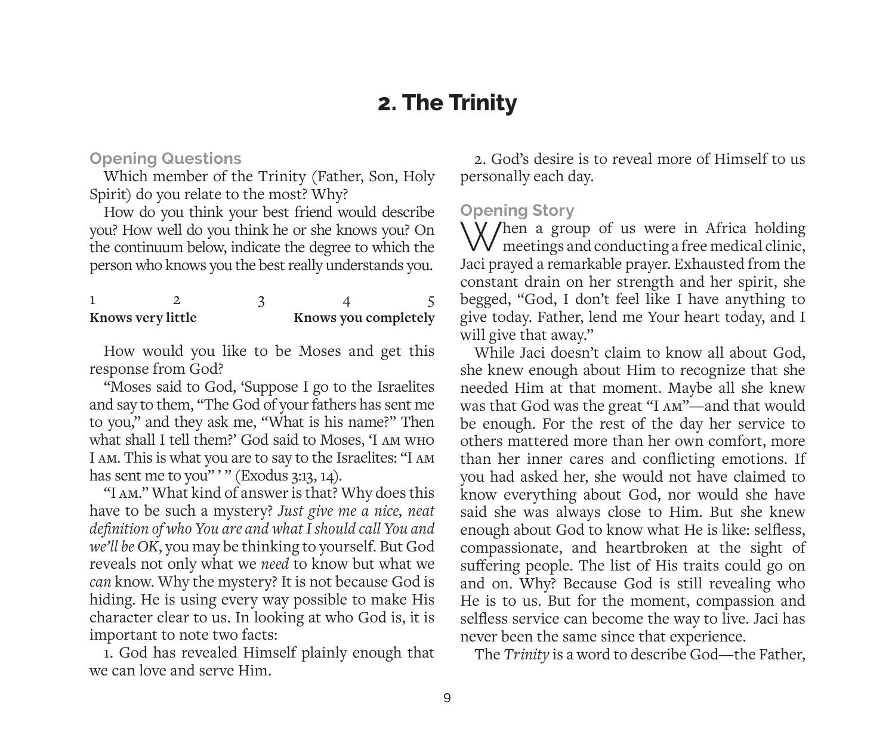# 2. The Trinity

### Opening Questions

Which member of the Trinity (Father, Son, Holy Spirit) do you relate to the most? Why?

How do you think your best friend would describe you? How well do you think he or she knows you? On the continuum below, indicate the degree to which the person who knows you the best really understands you.

| 1 | 2 | 3 | 4 | 5 |
|---|---|---|---|---|
| **Knows very little** | | | | **Knows you completely** |

How would you like to be Moses and get this response from God?

"Moses said to God, 'Suppose I go to the Israelites and say to them, "The God of your fathers has sent me to you," and they ask me, "What is his name?" Then what shall I tell them?' God said to Moses, 'I AM WHO I AM. This is what you are to say to the Israelites: "I AM has sent me to you" ' " (Exodus 3:13, 14).

"I AM." What kind of answer is that? Why does this have to be such a mystery? *Just give me a nice, neat definition of who You are and what I should call You and we'll be OK*, you may be thinking to yourself. But God reveals not only what we *need* to know but what we *can* know. Why the mystery? It is not because God is hiding. He is using every way possible to make His character clear to us. In looking at who God is, it is important to note two facts:

1. God has revealed Himself plainly enough that we can love and serve Him.
2. God's desire is to reveal more of Himself to us personally each day.

### Opening Story

When a group of us were in Africa holding meetings and conducting a free medical clinic, Jaci prayed a remarkable prayer. Exhausted from the constant drain on her strength and her spirit, she begged, "God, I don't feel like I have anything to give today. Father, lend me Your heart today, and I will give that away."

While Jaci doesn't claim to know all about God, she knew enough about Him to recognize that she needed Him at that moment. Maybe all she knew was that God was the great "I AM"—and that would be enough. For the rest of the day her service to others mattered more than her own comfort, more than her inner cares and conflicting emotions. If you had asked her, she would not have claimed to know everything about God, nor would she have said she was always close to Him. But she knew enough about God to know what He is like: selfless, compassionate, and heartbroken at the sight of suffering people. The list of His traits could go on and on. Why? Because God is still revealing who He is to us. But for the moment, compassion and selfless service can become the way to live. Jaci has never been the same since that experience.

The *Trinity* is a word to describe God—the Father,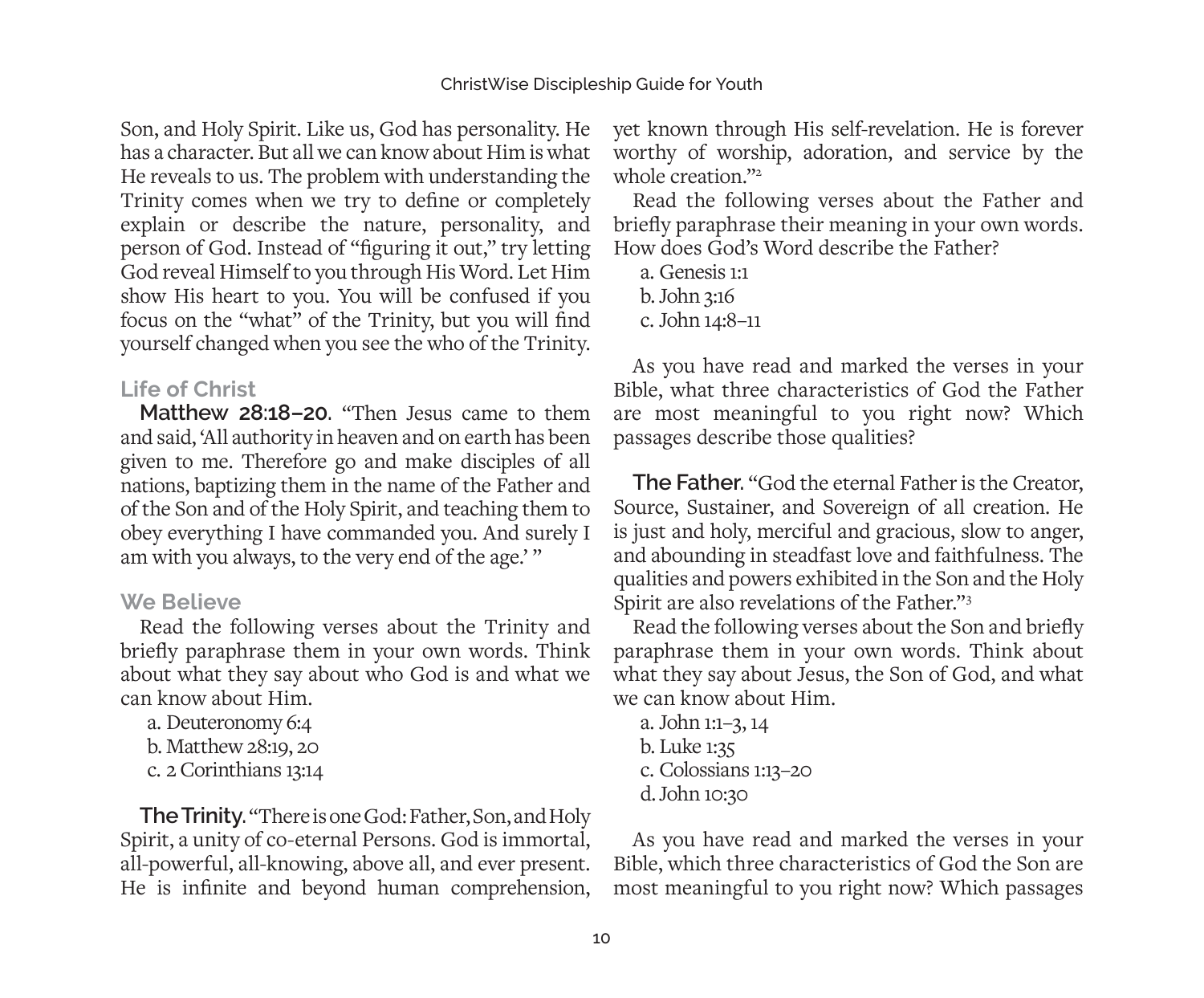Son, and Holy Spirit. Like us, God has personality. He has a character. But all we can know about Him is what He reveals to us. The problem with understanding the Trinity comes when we try to define or completely explain or describe the nature, personality, and person of God. Instead of "figuring it out," try letting God reveal Himself to you through His Word. Let Him show His heart to you. You will be confused if you focus on the "what" of the Trinity, but you will find yourself changed when you see the who of the Trinity.

### Life of Christ

**Matthew 28:18–20.** "Then Jesus came to them and said, 'All authority in heaven and on earth has been given to me. Therefore go and make disciples of all nations, baptizing them in the name of the Father and of the Son and of the Holy Spirit, and teaching them to obey everything I have commanded you. And surely I am with you always, to the very end of the age.' "

### We Believe

Read the following verses about the Trinity and briefly paraphrase them in your own words. Think about what they say about who God is and what we can know about Him.

a. Deuteronomy 6:4
b. Matthew 28:19, 20
c. 2 Corinthians 13:14

**The Trinity.** "There is one God: Father, Son, and Holy Spirit, a unity of co-eternal Persons. God is immortal, all-powerful, all-knowing, above all, and ever present. He is infinite and beyond human comprehension, yet known through His self-revelation. He is forever worthy of worship, adoration, and service by the whole creation."[2]

Read the following verses about the Father and briefly paraphrase their meaning in your own words. How does God's Word describe the Father?

a. Genesis 1:1
b. John 3:16
c. John 14:8–11

As you have read and marked the verses in your Bible, what three characteristics of God the Father are most meaningful to you right now? Which passages describe those qualities?

**The Father.** "God the eternal Father is the Creator, Source, Sustainer, and Sovereign of all creation. He is just and holy, merciful and gracious, slow to anger, and abounding in steadfast love and faithfulness. The qualities and powers exhibited in the Son and the Holy Spirit are also revelations of the Father."[3]

Read the following verses about the Son and briefly paraphrase them in your own words. Think about what they say about Jesus, the Son of God, and what we can know about Him.

a. John 1:1–3, 14
b. Luke 1:35
c. Colossians 1:13–20
d. John 10:30

As you have read and marked the verses in your Bible, which three characteristics of God the Son are most meaningful to you right now? Which passages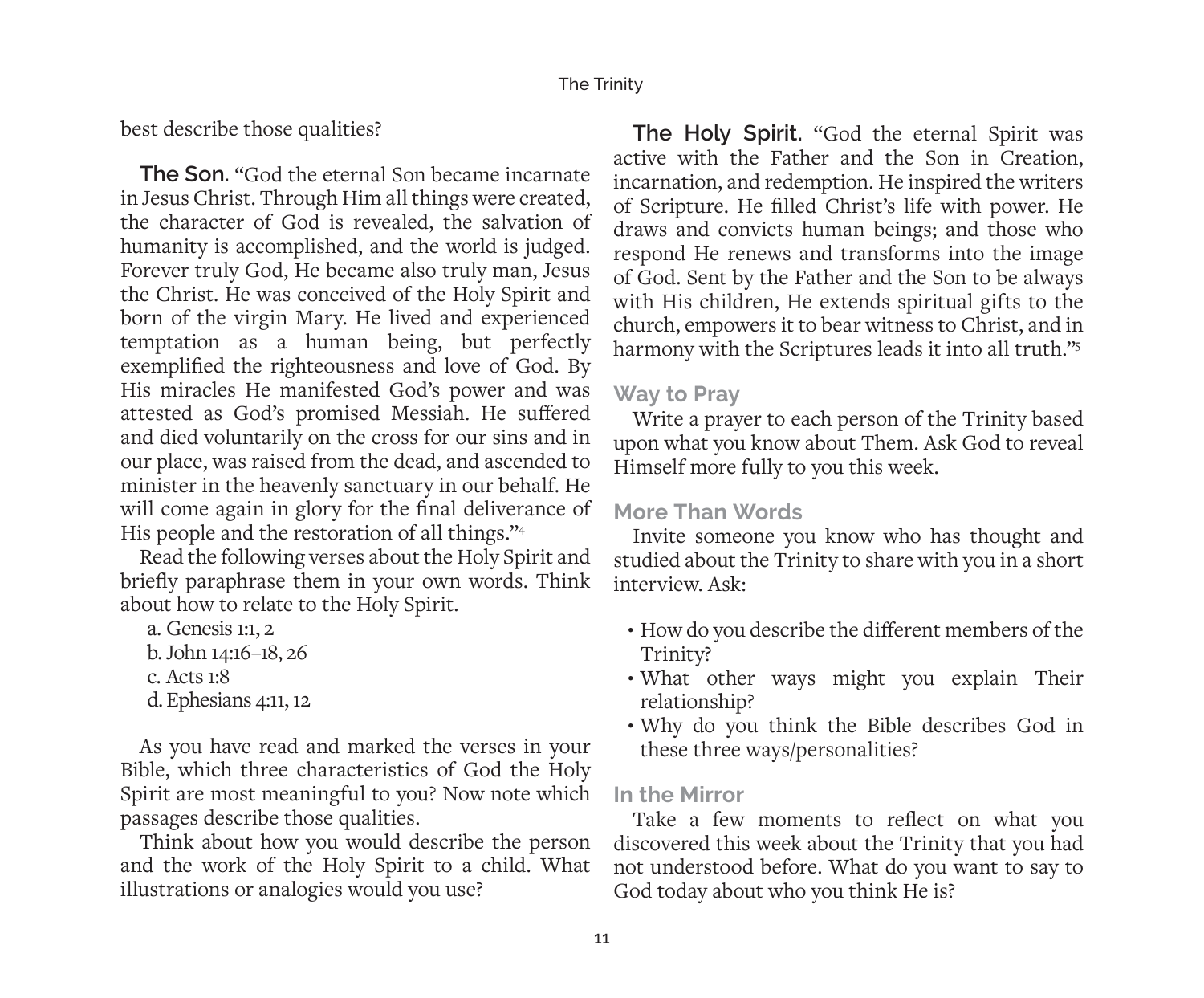best describe those qualities?

**The Son**. "God the eternal Son became incarnate in Jesus Christ. Through Him all things were created, the character of God is revealed, the salvation of humanity is accomplished, and the world is judged. Forever truly God, He became also truly man, Jesus the Christ. He was conceived of the Holy Spirit and born of the virgin Mary. He lived and experienced temptation as a human being, but perfectly exemplified the righteousness and love of God. By His miracles He manifested God's power and was attested as God's promised Messiah. He suffered and died voluntarily on the cross for our sins and in our place, was raised from the dead, and ascended to minister in the heavenly sanctuary in our behalf. He will come again in glory for the final deliverance of His people and the restoration of all things."[4]

Read the following verses about the Holy Spirit and briefly paraphrase them in your own words. Think about how to relate to the Holy Spirit.

a. Genesis 1:1, 2
b. John 14:16–18, 26
c. Acts 1:8
d. Ephesians 4:11, 12

As you have read and marked the verses in your Bible, which three characteristics of God the Holy Spirit are most meaningful to you? Now note which passages describe those qualities.

Think about how you would describe the person and the work of the Holy Spirit to a child. What illustrations or analogies would you use?

**The Holy Spirit**. "God the eternal Spirit was active with the Father and the Son in Creation, incarnation, and redemption. He inspired the writers of Scripture. He filled Christ's life with power. He draws and convicts human beings; and those who respond He renews and transforms into the image of God. Sent by the Father and the Son to be always with His children, He extends spiritual gifts to the church, empowers it to bear witness to Christ, and in harmony with the Scriptures leads it into all truth."[5]

### Way to Pray

Write a prayer to each person of the Trinity based upon what you know about Them. Ask God to reveal Himself more fully to you this week.

### More Than Words

Invite someone you know who has thought and studied about the Trinity to share with you in a short interview. Ask:

- How do you describe the different members of the Trinity?
- What other ways might you explain Their relationship?
- Why do you think the Bible describes God in these three ways/personalities?

### In the Mirror

Take a few moments to reflect on what you discovered this week about the Trinity that you had not understood before. What do you want to say to God today about who you think He is?